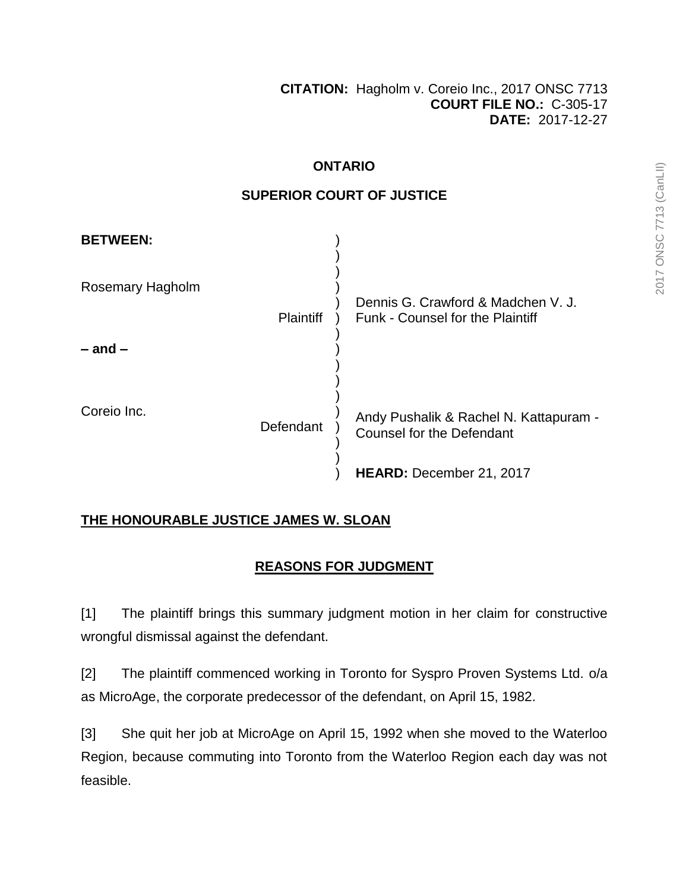**CITATION:** Hagholm v. Coreio Inc., 2017 ONSC 7713
**COURT FILE NO.:** C-305-17
**DATE:** 2017-12-27

**ONTARIO**

**SUPERIOR COURT OF JUSTICE**

**BETWEEN:**

| | | |
|---|---|---|
| Rosemary Hagholm | Plaintiff | Dennis G. Crawford & Madchen V. J. Funk - Counsel for the Plaintiff |
| **– and –** | | |
| Coreio Inc. | Defendant | Andy Pushalik & Rachel N. Kattapuram - Counsel for the Defendant |
| | | **HEARD:** December 21, 2017 |

**THE HONOURABLE JUSTICE JAMES W. SLOAN**

## REASONS FOR JUDGMENT

[1] The plaintiff brings this summary judgment motion in her claim for constructive wrongful dismissal against the defendant.

[2] The plaintiff commenced working in Toronto for Syspro Proven Systems Ltd. o/a as MicroAge, the corporate predecessor of the defendant, on April 15, 1982.

[3] She quit her job at MicroAge on April 15, 1992 when she moved to the Waterloo Region, because commuting into Toronto from the Waterloo Region each day was not feasible.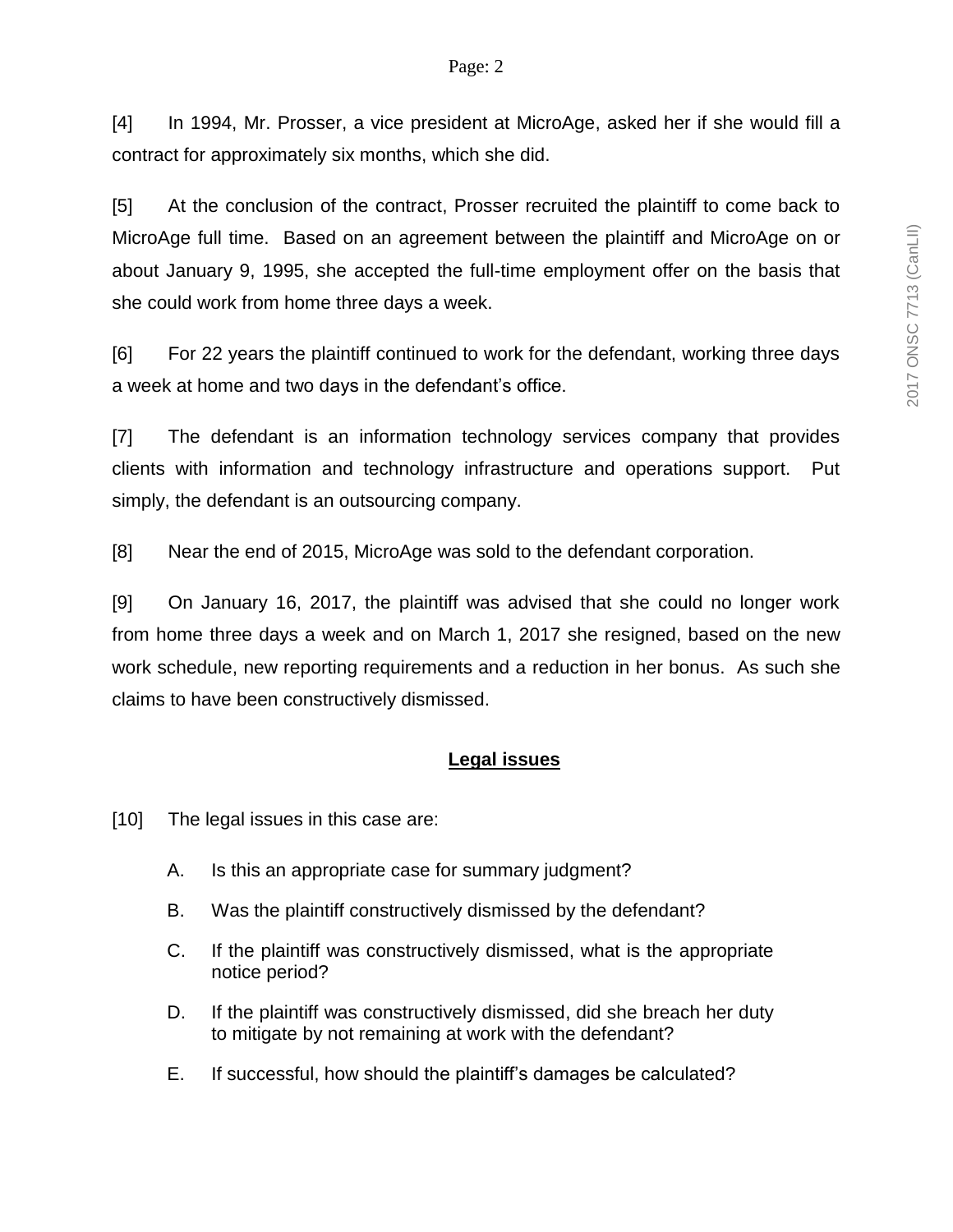[4] In 1994, Mr. Prosser, a vice president at MicroAge, asked her if she would fill a contract for approximately six months, which she did.

[5] At the conclusion of the contract, Prosser recruited the plaintiff to come back to MicroAge full time. Based on an agreement between the plaintiff and MicroAge on or about January 9, 1995, she accepted the full-time employment offer on the basis that she could work from home three days a week.

[6] For 22 years the plaintiff continued to work for the defendant, working three days a week at home and two days in the defendant's office.

[7] The defendant is an information technology services company that provides clients with information and technology infrastructure and operations support. Put simply, the defendant is an outsourcing company.

[8] Near the end of 2015, MicroAge was sold to the defendant corporation.

[9] On January 16, 2017, the plaintiff was advised that she could no longer work from home three days a week and on March 1, 2017 she resigned, based on the new work schedule, new reporting requirements and a reduction in her bonus. As such she claims to have been constructively dismissed.

## Legal issues

[10] The legal issues in this case are:

A. Is this an appropriate case for summary judgment?

B. Was the plaintiff constructively dismissed by the defendant?

C. If the plaintiff was constructively dismissed, what is the appropriate notice period?

D. If the plaintiff was constructively dismissed, did she breach her duty to mitigate by not remaining at work with the defendant?

E. If successful, how should the plaintiff's damages be calculated?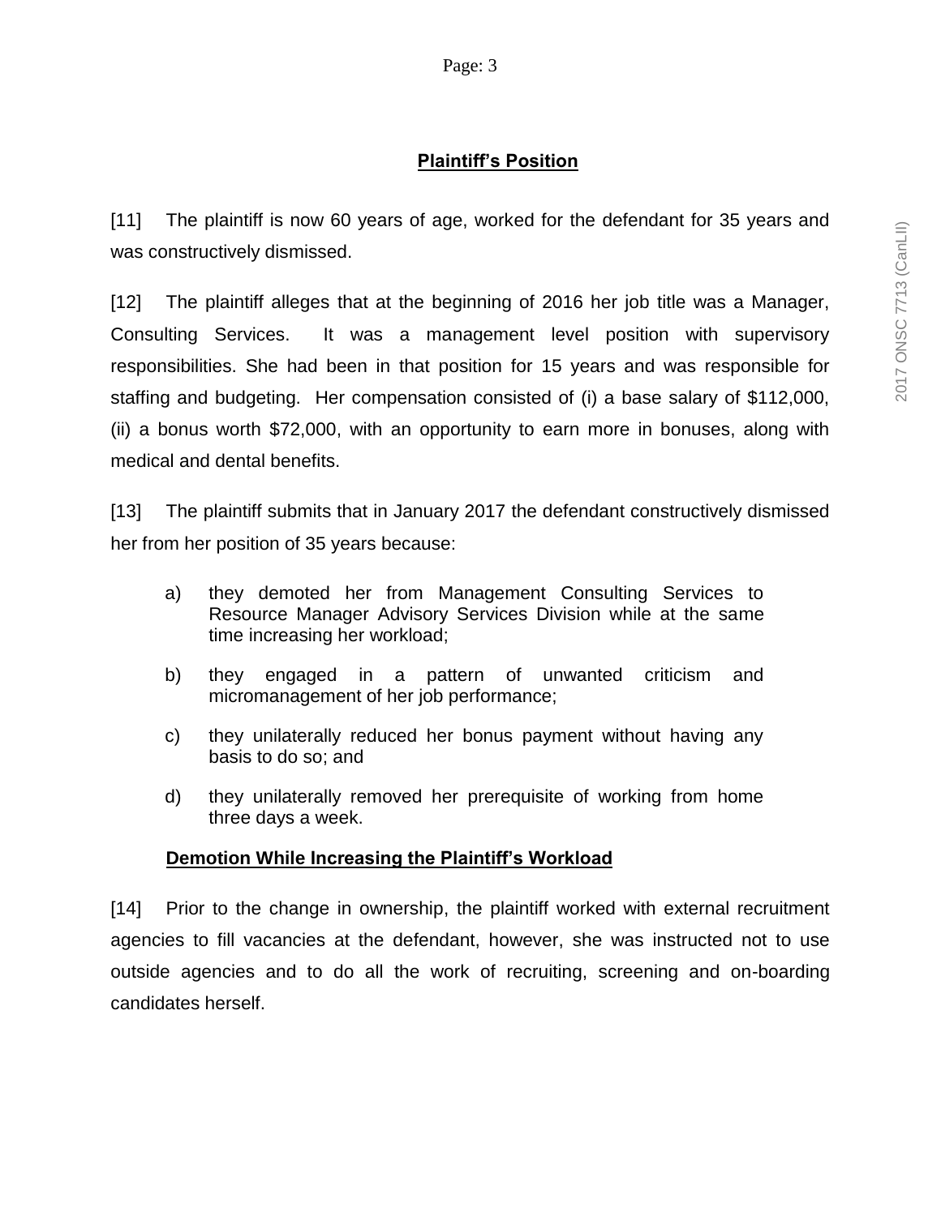## Plaintiff's Position

[11] The plaintiff is now 60 years of age, worked for the defendant for 35 years and was constructively dismissed.

[12] The plaintiff alleges that at the beginning of 2016 her job title was a Manager, Consulting Services. It was a management level position with supervisory responsibilities. She had been in that position for 15 years and was responsible for staffing and budgeting. Her compensation consisted of (i) a base salary of $112,000, (ii) a bonus worth $72,000, with an opportunity to earn more in bonuses, along with medical and dental benefits.

[13] The plaintiff submits that in January 2017 the defendant constructively dismissed her from her position of 35 years because:

a) they demoted her from Management Consulting Services to Resource Manager Advisory Services Division while at the same time increasing her workload;

b) they engaged in a pattern of unwanted criticism and micromanagement of her job performance;

c) they unilaterally reduced her bonus payment without having any basis to do so; and

d) they unilaterally removed her prerequisite of working from home three days a week.

### Demotion While Increasing the Plaintiff's Workload

[14] Prior to the change in ownership, the plaintiff worked with external recruitment agencies to fill vacancies at the defendant, however, she was instructed not to use outside agencies and to do all the work of recruiting, screening and on-boarding candidates herself.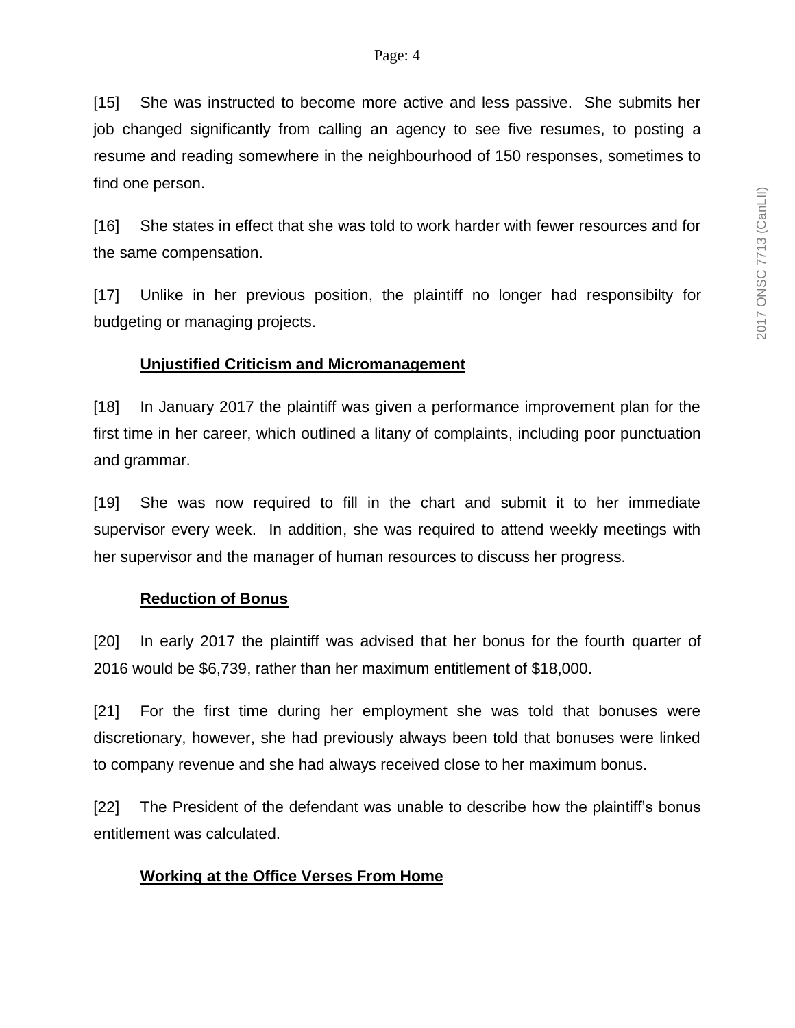[15] She was instructed to become more active and less passive. She submits her job changed significantly from calling an agency to see five resumes, to posting a resume and reading somewhere in the neighbourhood of 150 responses, sometimes to find one person.

[16] She states in effect that she was told to work harder with fewer resources and for the same compensation.

[17] Unlike in her previous position, the plaintiff no longer had responsibilty for budgeting or managing projects.

**Unjustified Criticism and Micromanagement**

[18] In January 2017 the plaintiff was given a performance improvement plan for the first time in her career, which outlined a litany of complaints, including poor punctuation and grammar.

[19] She was now required to fill in the chart and submit it to her immediate supervisor every week. In addition, she was required to attend weekly meetings with her supervisor and the manager of human resources to discuss her progress.

**Reduction of Bonus**

[20] In early 2017 the plaintiff was advised that her bonus for the fourth quarter of 2016 would be $6,739, rather than her maximum entitlement of $18,000.

[21] For the first time during her employment she was told that bonuses were discretionary, however, she had previously always been told that bonuses were linked to company revenue and she had always received close to her maximum bonus.

[22] The President of the defendant was unable to describe how the plaintiff's bonus entitlement was calculated.

**Working at the Office Verses From Home**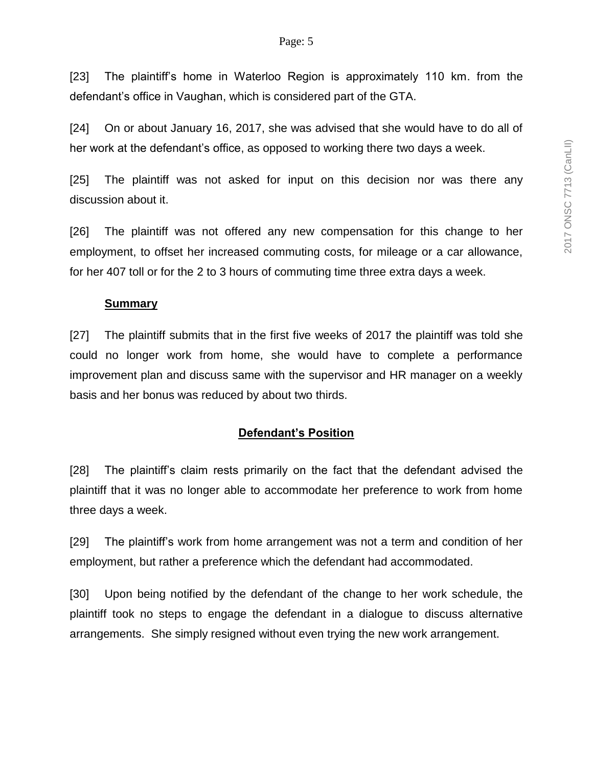[23] The plaintiff's home in Waterloo Region is approximately 110 km. from the defendant's office in Vaughan, which is considered part of the GTA.

[24] On or about January 16, 2017, she was advised that she would have to do all of her work at the defendant's office, as opposed to working there two days a week.

[25] The plaintiff was not asked for input on this decision nor was there any discussion about it.

[26] The plaintiff was not offered any new compensation for this change to her employment, to offset her increased commuting costs, for mileage or a car allowance, for her 407 toll or for the 2 to 3 hours of commuting time three extra days a week.

**Summary**

[27] The plaintiff submits that in the first five weeks of 2017 the plaintiff was told she could no longer work from home, she would have to complete a performance improvement plan and discuss same with the supervisor and HR manager on a weekly basis and her bonus was reduced by about two thirds.

## Defendant's Position

[28] The plaintiff's claim rests primarily on the fact that the defendant advised the plaintiff that it was no longer able to accommodate her preference to work from home three days a week.

[29] The plaintiff's work from home arrangement was not a term and condition of her employment, but rather a preference which the defendant had accommodated.

[30] Upon being notified by the defendant of the change to her work schedule, the plaintiff took no steps to engage the defendant in a dialogue to discuss alternative arrangements. She simply resigned without even trying the new work arrangement.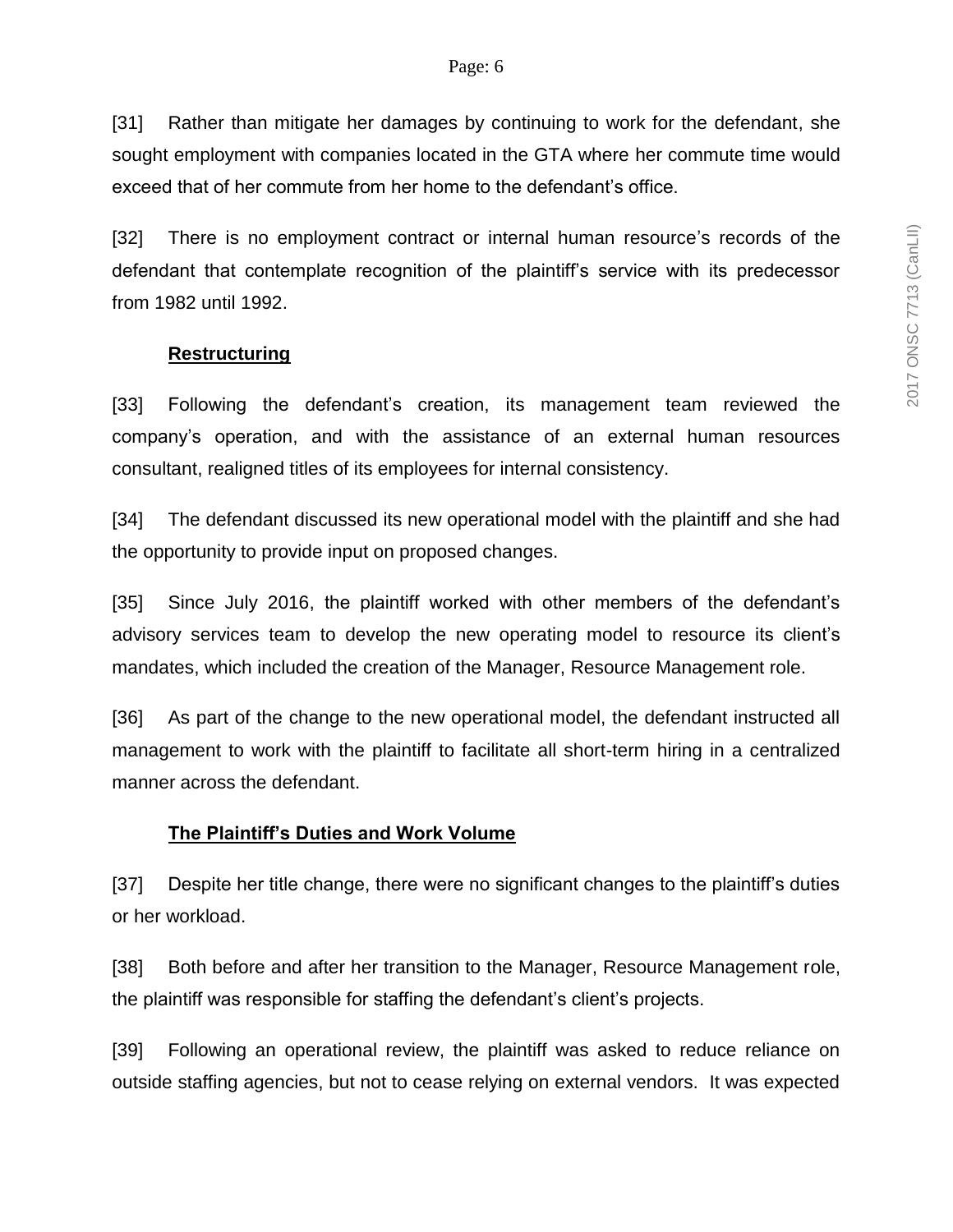[31] Rather than mitigate her damages by continuing to work for the defendant, she sought employment with companies located in the GTA where her commute time would exceed that of her commute from her home to the defendant's office.

[32] There is no employment contract or internal human resource's records of the defendant that contemplate recognition of the plaintiff's service with its predecessor from 1982 until 1992.

**Restructuring**

[33] Following the defendant's creation, its management team reviewed the company's operation, and with the assistance of an external human resources consultant, realigned titles of its employees for internal consistency.

[34] The defendant discussed its new operational model with the plaintiff and she had the opportunity to provide input on proposed changes.

[35] Since July 2016, the plaintiff worked with other members of the defendant's advisory services team to develop the new operating model to resource its client's mandates, which included the creation of the Manager, Resource Management role.

[36] As part of the change to the new operational model, the defendant instructed all management to work with the plaintiff to facilitate all short-term hiring in a centralized manner across the defendant.

**The Plaintiff's Duties and Work Volume**

[37] Despite her title change, there were no significant changes to the plaintiff's duties or her workload.

[38] Both before and after her transition to the Manager, Resource Management role, the plaintiff was responsible for staffing the defendant's client's projects.

[39] Following an operational review, the plaintiff was asked to reduce reliance on outside staffing agencies, but not to cease relying on external vendors. It was expected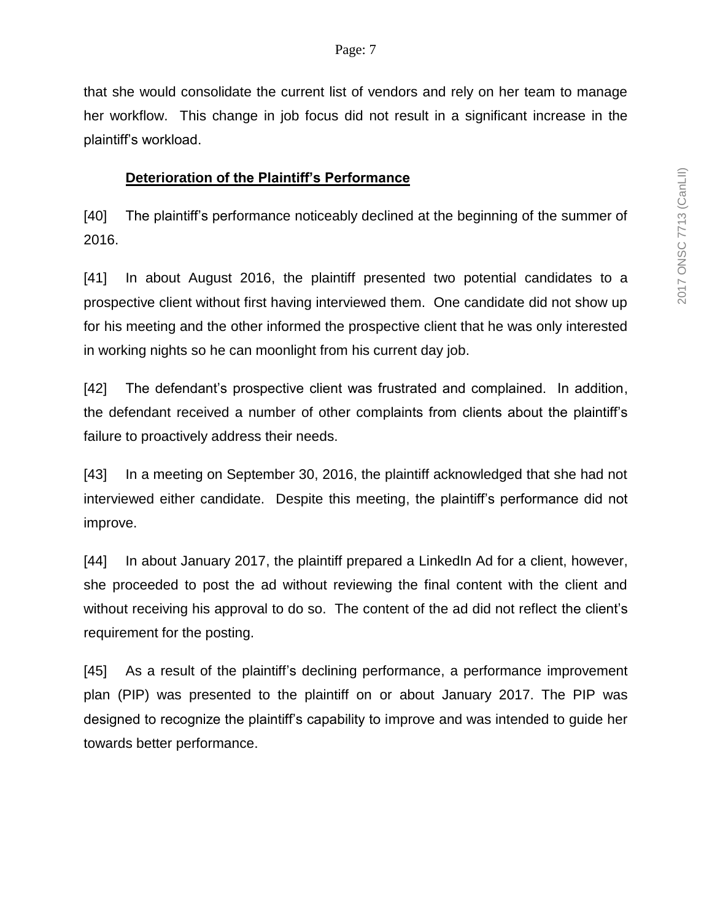that she would consolidate the current list of vendors and rely on her team to manage her workflow. This change in job focus did not result in a significant increase in the plaintiff's workload.

## Deterioration of the Plaintiff's Performance

[40] The plaintiff's performance noticeably declined at the beginning of the summer of 2016.

[41] In about August 2016, the plaintiff presented two potential candidates to a prospective client without first having interviewed them. One candidate did not show up for his meeting and the other informed the prospective client that he was only interested in working nights so he can moonlight from his current day job.

[42] The defendant's prospective client was frustrated and complained. In addition, the defendant received a number of other complaints from clients about the plaintiff's failure to proactively address their needs.

[43] In a meeting on September 30, 2016, the plaintiff acknowledged that she had not interviewed either candidate. Despite this meeting, the plaintiff's performance did not improve.

[44] In about January 2017, the plaintiff prepared a LinkedIn Ad for a client, however, she proceeded to post the ad without reviewing the final content with the client and without receiving his approval to do so. The content of the ad did not reflect the client's requirement for the posting.

[45] As a result of the plaintiff's declining performance, a performance improvement plan (PIP) was presented to the plaintiff on or about January 2017. The PIP was designed to recognize the plaintiff's capability to improve and was intended to guide her towards better performance.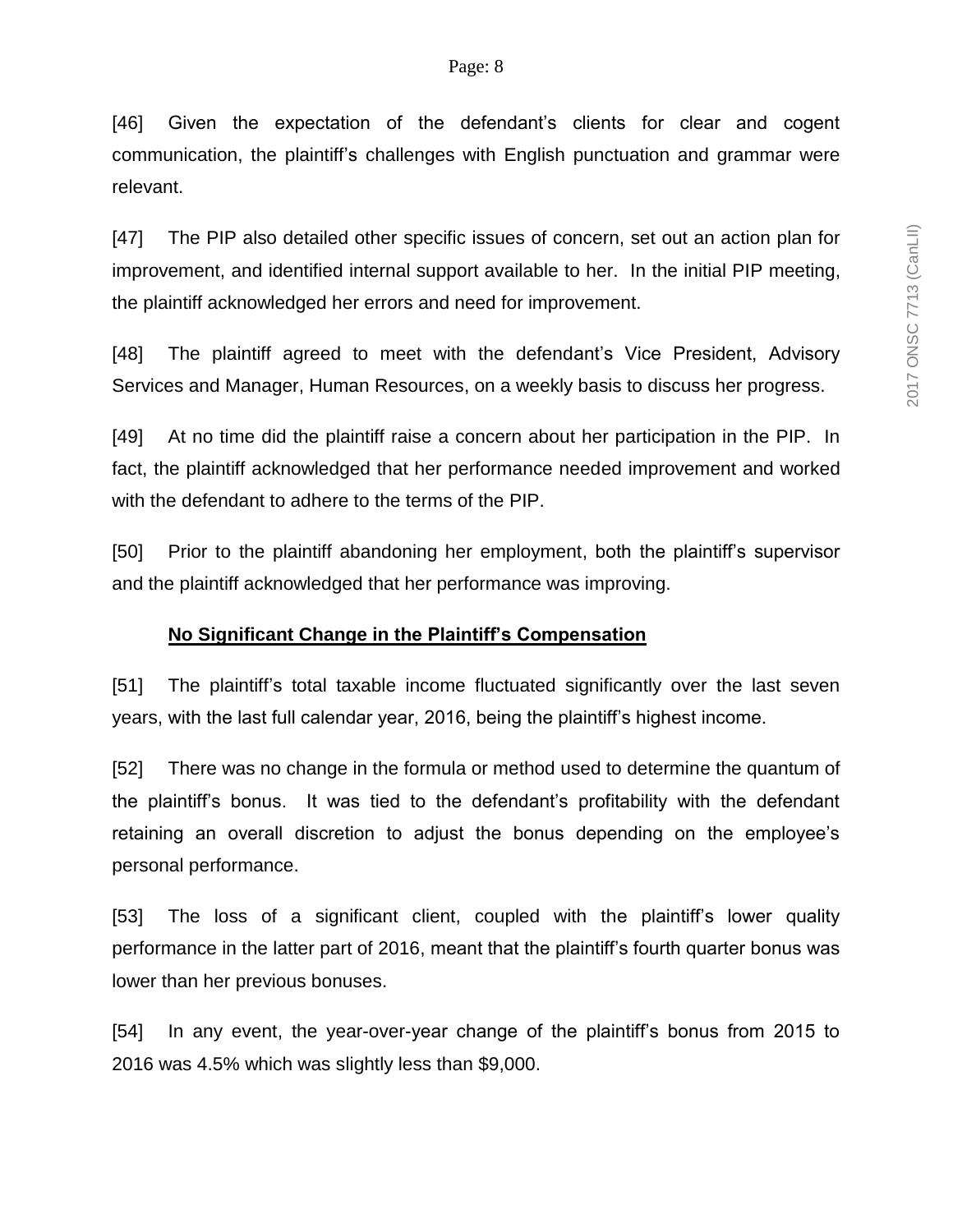[46] Given the expectation of the defendant's clients for clear and cogent communication, the plaintiff's challenges with English punctuation and grammar were relevant.

[47] The PIP also detailed other specific issues of concern, set out an action plan for improvement, and identified internal support available to her. In the initial PIP meeting, the plaintiff acknowledged her errors and need for improvement.

[48] The plaintiff agreed to meet with the defendant's Vice President, Advisory Services and Manager, Human Resources, on a weekly basis to discuss her progress.

[49] At no time did the plaintiff raise a concern about her participation in the PIP. In fact, the plaintiff acknowledged that her performance needed improvement and worked with the defendant to adhere to the terms of the PIP.

[50] Prior to the plaintiff abandoning her employment, both the plaintiff's supervisor and the plaintiff acknowledged that her performance was improving.

**No Significant Change in the Plaintiff's Compensation**

[51] The plaintiff's total taxable income fluctuated significantly over the last seven years, with the last full calendar year, 2016, being the plaintiff's highest income.

[52] There was no change in the formula or method used to determine the quantum of the plaintiff's bonus. It was tied to the defendant's profitability with the defendant retaining an overall discretion to adjust the bonus depending on the employee's personal performance.

[53] The loss of a significant client, coupled with the plaintiff's lower quality performance in the latter part of 2016, meant that the plaintiff's fourth quarter bonus was lower than her previous bonuses.

[54] In any event, the year-over-year change of the plaintiff's bonus from 2015 to 2016 was 4.5% which was slightly less than $9,000.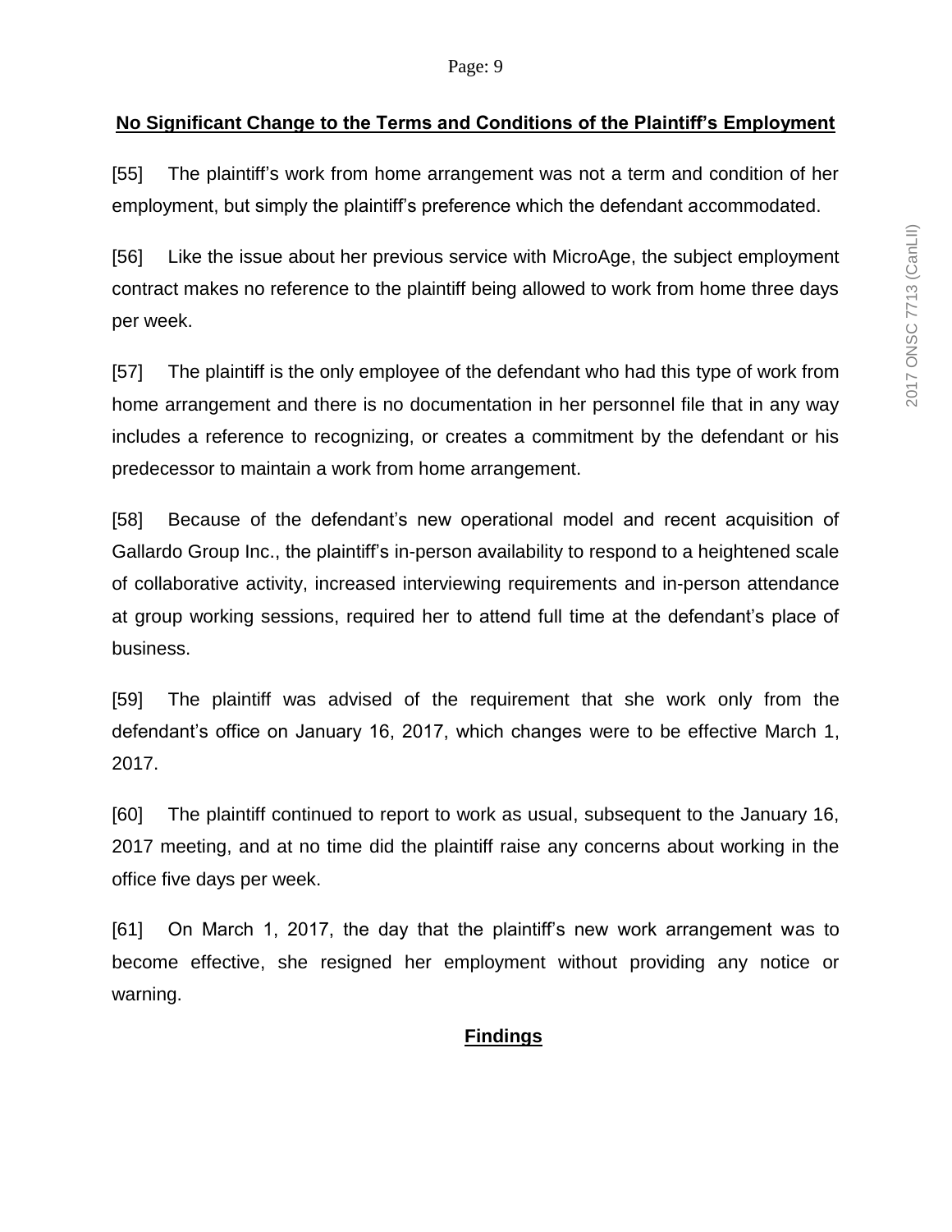## **No Significant Change to the Terms and Conditions of the Plaintiff's Employment**

[55] The plaintiff's work from home arrangement was not a term and condition of her employment, but simply the plaintiff's preference which the defendant accommodated.

[56] Like the issue about her previous service with MicroAge, the subject employment contract makes no reference to the plaintiff being allowed to work from home three days per week.

[57] The plaintiff is the only employee of the defendant who had this type of work from home arrangement and there is no documentation in her personnel file that in any way includes a reference to recognizing, or creates a commitment by the defendant or his predecessor to maintain a work from home arrangement.

[58] Because of the defendant's new operational model and recent acquisition of Gallardo Group Inc., the plaintiff's in-person availability to respond to a heightened scale of collaborative activity, increased interviewing requirements and in-person attendance at group working sessions, required her to attend full time at the defendant's place of business.

[59] The plaintiff was advised of the requirement that she work only from the defendant's office on January 16, 2017, which changes were to be effective March 1, 2017.

[60] The plaintiff continued to report to work as usual, subsequent to the January 16, 2017 meeting, and at no time did the plaintiff raise any concerns about working in the office five days per week.

[61] On March 1, 2017, the day that the plaintiff's new work arrangement was to become effective, she resigned her employment without providing any notice or warning.

## **Findings**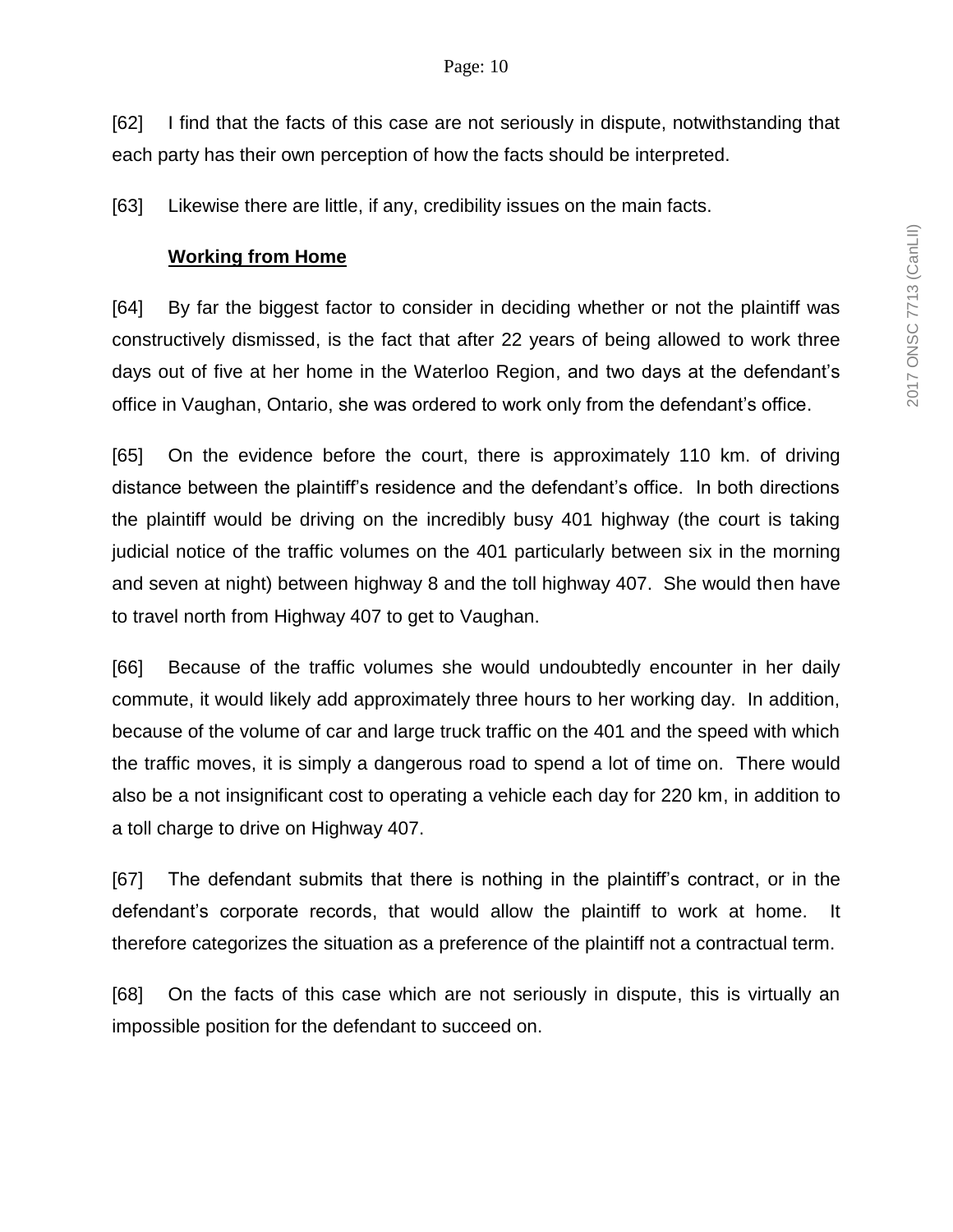[62] I find that the facts of this case are not seriously in dispute, notwithstanding that each party has their own perception of how the facts should be interpreted.

[63] Likewise there are little, if any, credibility issues on the main facts.

**Working from Home**

[64] By far the biggest factor to consider in deciding whether or not the plaintiff was constructively dismissed, is the fact that after 22 years of being allowed to work three days out of five at her home in the Waterloo Region, and two days at the defendant's office in Vaughan, Ontario, she was ordered to work only from the defendant's office.

[65] On the evidence before the court, there is approximately 110 km. of driving distance between the plaintiff's residence and the defendant's office. In both directions the plaintiff would be driving on the incredibly busy 401 highway (the court is taking judicial notice of the traffic volumes on the 401 particularly between six in the morning and seven at night) between highway 8 and the toll highway 407. She would then have to travel north from Highway 407 to get to Vaughan.

[66] Because of the traffic volumes she would undoubtedly encounter in her daily commute, it would likely add approximately three hours to her working day. In addition, because of the volume of car and large truck traffic on the 401 and the speed with which the traffic moves, it is simply a dangerous road to spend a lot of time on. There would also be a not insignificant cost to operating a vehicle each day for 220 km, in addition to a toll charge to drive on Highway 407.

[67] The defendant submits that there is nothing in the plaintiff's contract, or in the defendant's corporate records, that would allow the plaintiff to work at home. It therefore categorizes the situation as a preference of the plaintiff not a contractual term.

[68] On the facts of this case which are not seriously in dispute, this is virtually an impossible position for the defendant to succeed on.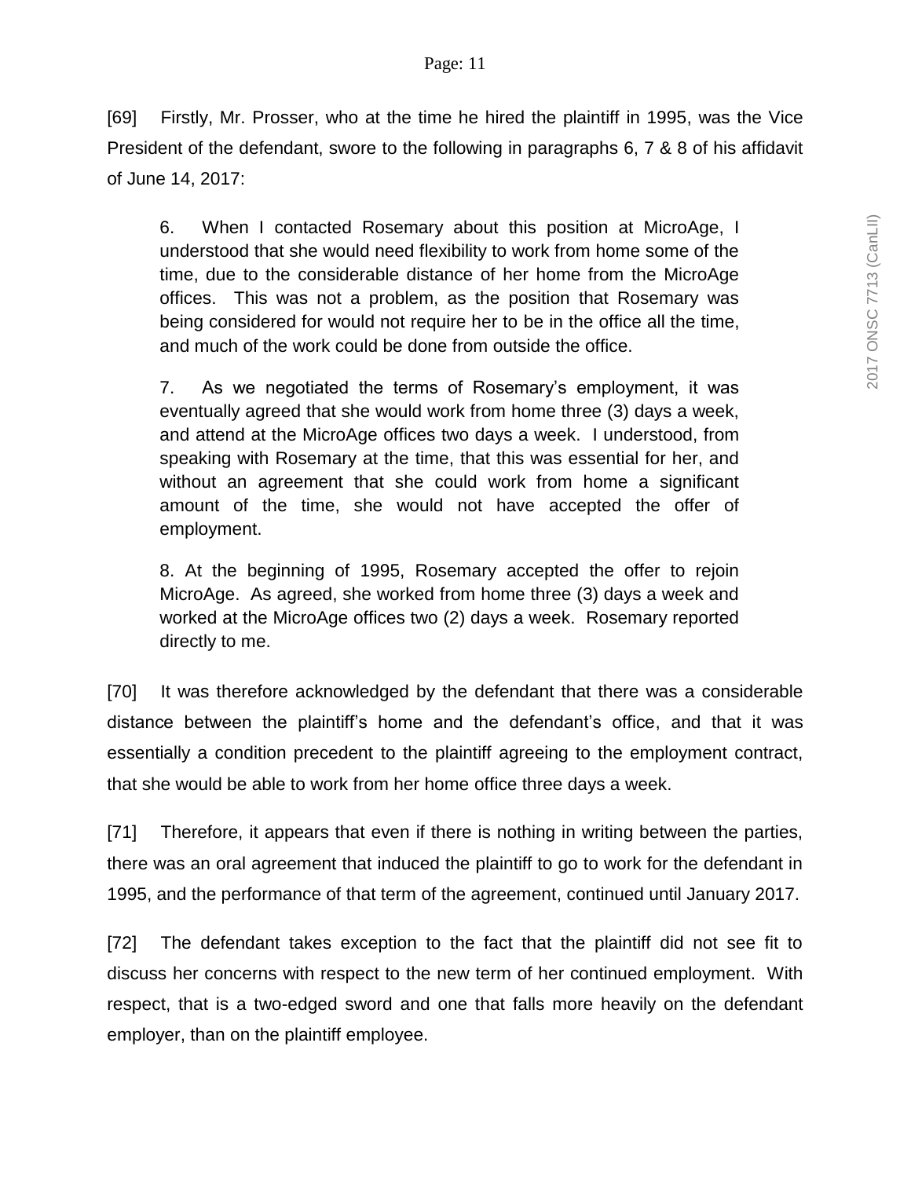[69] Firstly, Mr. Prosser, who at the time he hired the plaintiff in 1995, was the Vice President of the defendant, swore to the following in paragraphs 6, 7 & 8 of his affidavit of June 14, 2017:

> 6. When I contacted Rosemary about this position at MicroAge, I understood that she would need flexibility to work from home some of the time, due to the considerable distance of her home from the MicroAge offices. This was not a problem, as the position that Rosemary was being considered for would not require her to be in the office all the time, and much of the work could be done from outside the office.
>
> 7. As we negotiated the terms of Rosemary's employment, it was eventually agreed that she would work from home three (3) days a week, and attend at the MicroAge offices two days a week. I understood, from speaking with Rosemary at the time, that this was essential for her, and without an agreement that she could work from home a significant amount of the time, she would not have accepted the offer of employment.
>
> 8. At the beginning of 1995, Rosemary accepted the offer to rejoin MicroAge. As agreed, she worked from home three (3) days a week and worked at the MicroAge offices two (2) days a week. Rosemary reported directly to me.

[70] It was therefore acknowledged by the defendant that there was a considerable distance between the plaintiff's home and the defendant's office, and that it was essentially a condition precedent to the plaintiff agreeing to the employment contract, that she would be able to work from her home office three days a week.

[71] Therefore, it appears that even if there is nothing in writing between the parties, there was an oral agreement that induced the plaintiff to go to work for the defendant in 1995, and the performance of that term of the agreement, continued until January 2017.

[72] The defendant takes exception to the fact that the plaintiff did not see fit to discuss her concerns with respect to the new term of her continued employment. With respect, that is a two-edged sword and one that falls more heavily on the defendant employer, than on the plaintiff employee.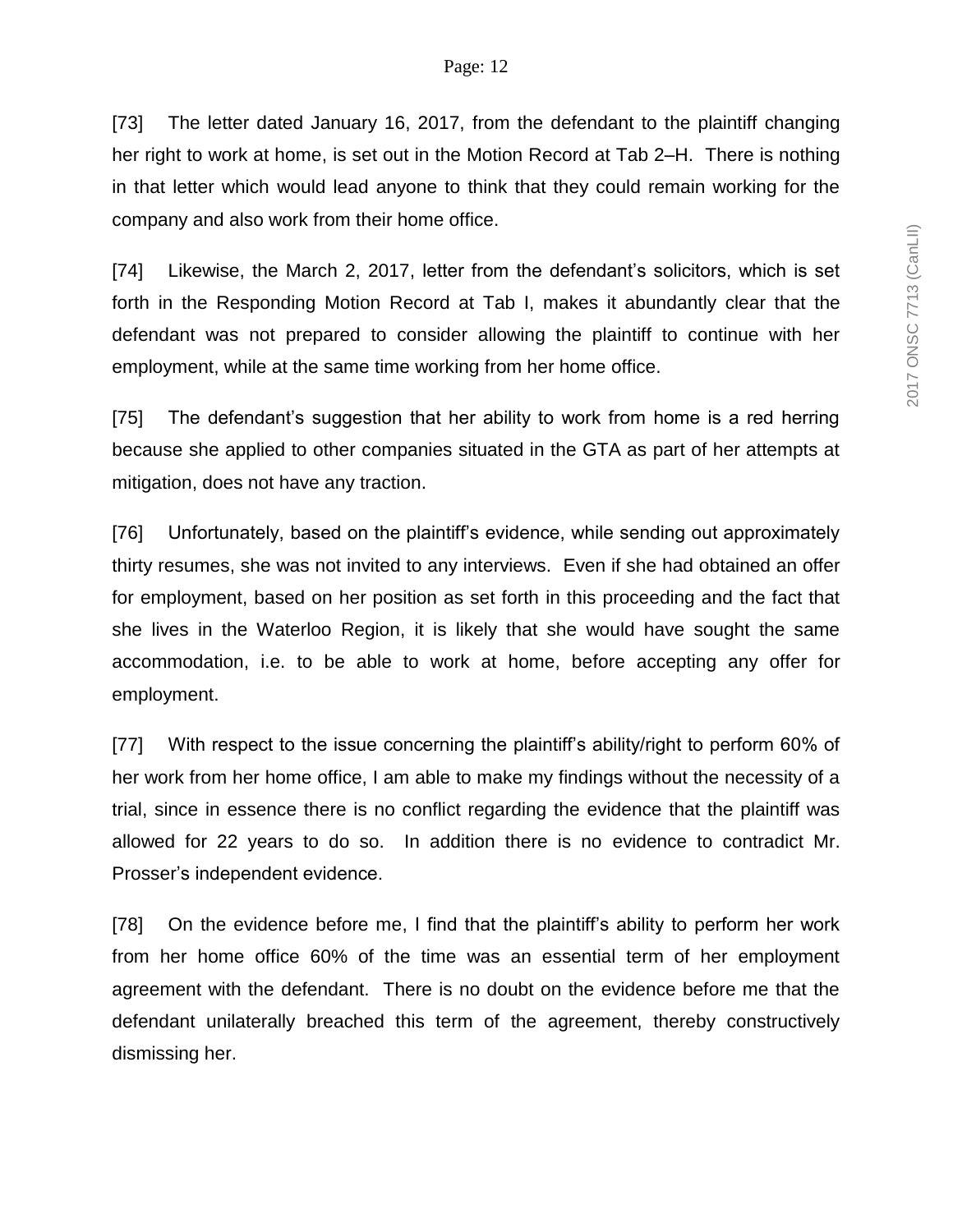[73] The letter dated January 16, 2017, from the defendant to the plaintiff changing her right to work at home, is set out in the Motion Record at Tab 2–H. There is nothing in that letter which would lead anyone to think that they could remain working for the company and also work from their home office.

[74] Likewise, the March 2, 2017, letter from the defendant's solicitors, which is set forth in the Responding Motion Record at Tab I, makes it abundantly clear that the defendant was not prepared to consider allowing the plaintiff to continue with her employment, while at the same time working from her home office.

[75] The defendant's suggestion that her ability to work from home is a red herring because she applied to other companies situated in the GTA as part of her attempts at mitigation, does not have any traction.

[76] Unfortunately, based on the plaintiff's evidence, while sending out approximately thirty resumes, she was not invited to any interviews. Even if she had obtained an offer for employment, based on her position as set forth in this proceeding and the fact that she lives in the Waterloo Region, it is likely that she would have sought the same accommodation, i.e. to be able to work at home, before accepting any offer for employment.

[77] With respect to the issue concerning the plaintiff's ability/right to perform 60% of her work from her home office, I am able to make my findings without the necessity of a trial, since in essence there is no conflict regarding the evidence that the plaintiff was allowed for 22 years to do so. In addition there is no evidence to contradict Mr. Prosser's independent evidence.

[78] On the evidence before me, I find that the plaintiff's ability to perform her work from her home office 60% of the time was an essential term of her employment agreement with the defendant. There is no doubt on the evidence before me that the defendant unilaterally breached this term of the agreement, thereby constructively dismissing her.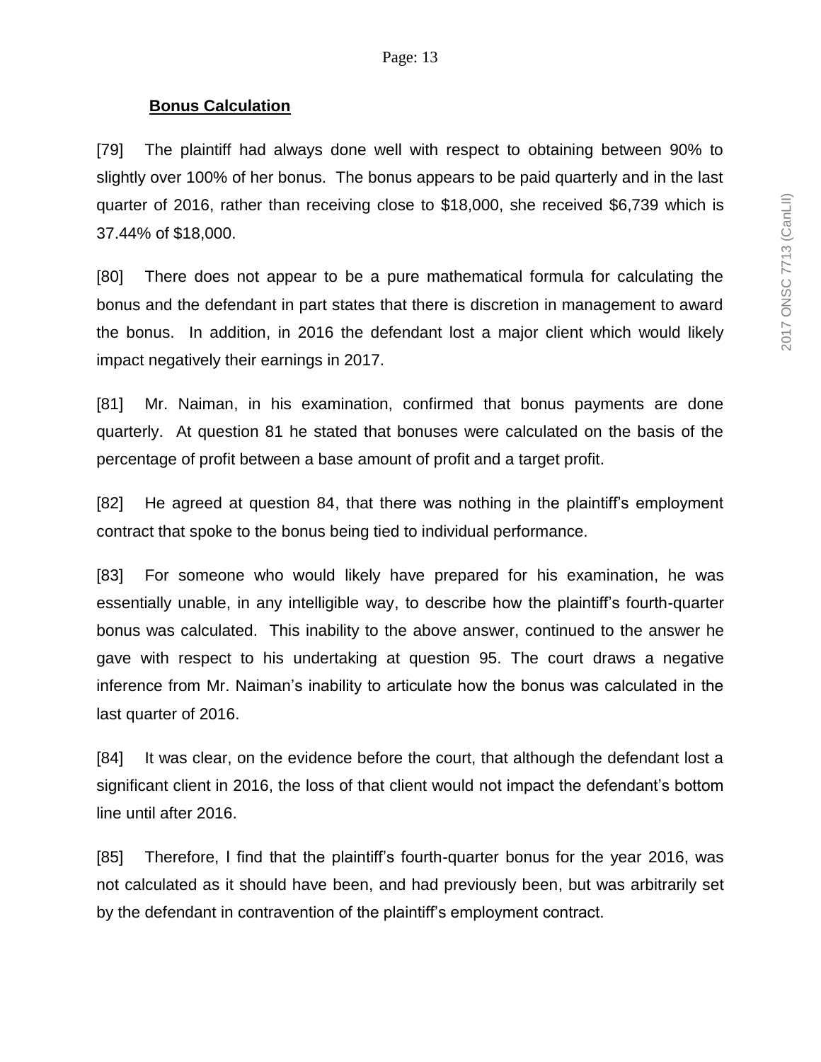**Bonus Calculation**

[79] The plaintiff had always done well with respect to obtaining between 90% to slightly over 100% of her bonus. The bonus appears to be paid quarterly and in the last quarter of 2016, rather than receiving close to $18,000, she received $6,739 which is 37.44% of $18,000.

[80] There does not appear to be a pure mathematical formula for calculating the bonus and the defendant in part states that there is discretion in management to award the bonus. In addition, in 2016 the defendant lost a major client which would likely impact negatively their earnings in 2017.

[81] Mr. Naiman, in his examination, confirmed that bonus payments are done quarterly. At question 81 he stated that bonuses were calculated on the basis of the percentage of profit between a base amount of profit and a target profit.

[82] He agreed at question 84, that there was nothing in the plaintiff's employment contract that spoke to the bonus being tied to individual performance.

[83] For someone who would likely have prepared for his examination, he was essentially unable, in any intelligible way, to describe how the plaintiff's fourth-quarter bonus was calculated. This inability to the above answer, continued to the answer he gave with respect to his undertaking at question 95. The court draws a negative inference from Mr. Naiman's inability to articulate how the bonus was calculated in the last quarter of 2016.

[84] It was clear, on the evidence before the court, that although the defendant lost a significant client in 2016, the loss of that client would not impact the defendant's bottom line until after 2016.

[85] Therefore, I find that the plaintiff's fourth-quarter bonus for the year 2016, was not calculated as it should have been, and had previously been, but was arbitrarily set by the defendant in contravention of the plaintiff's employment contract.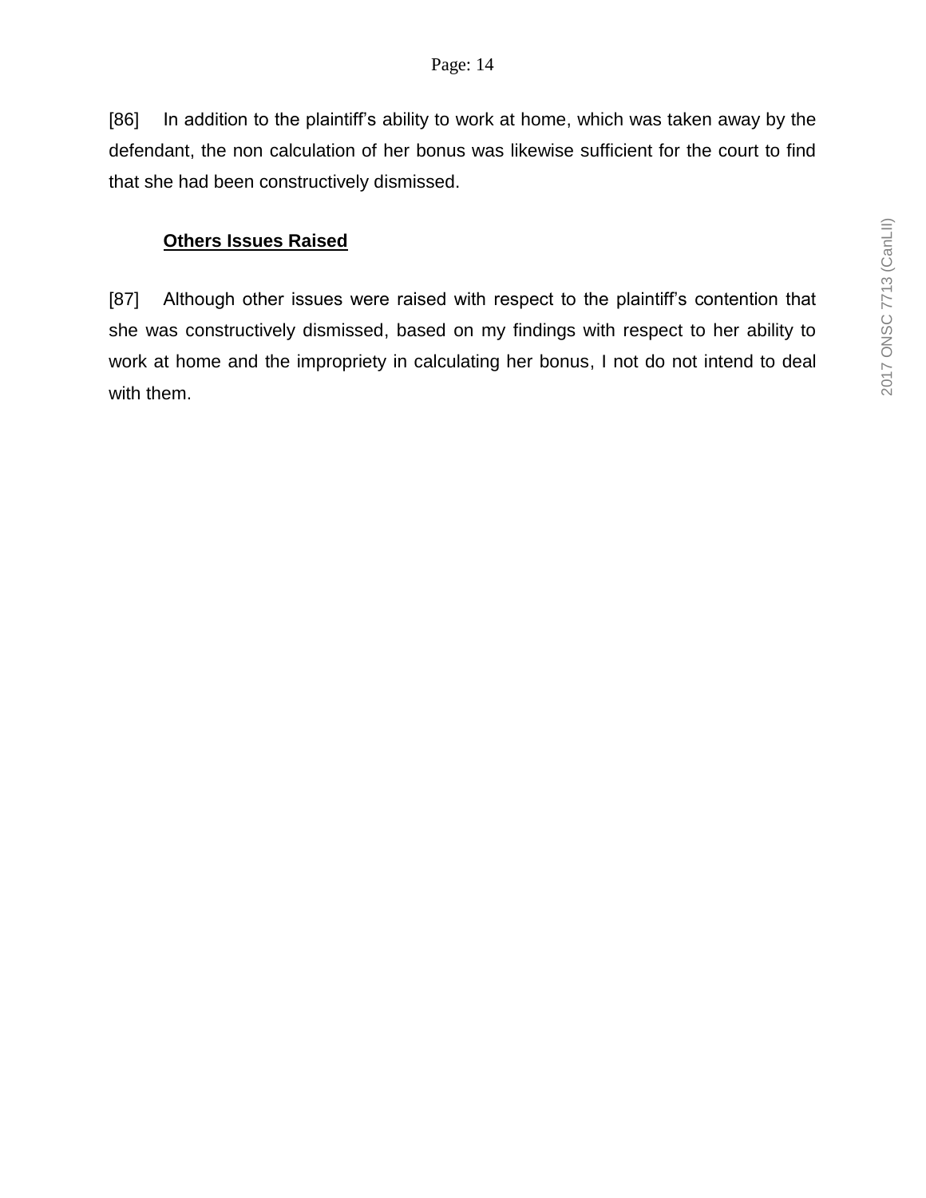[86] In addition to the plaintiff's ability to work at home, which was taken away by the defendant, the non calculation of her bonus was likewise sufficient for the court to find that she had been constructively dismissed.

### **Others Issues Raised**

[87] Although other issues were raised with respect to the plaintiff's contention that she was constructively dismissed, based on my findings with respect to her ability to work at home and the impropriety in calculating her bonus, I not do not intend to deal with them.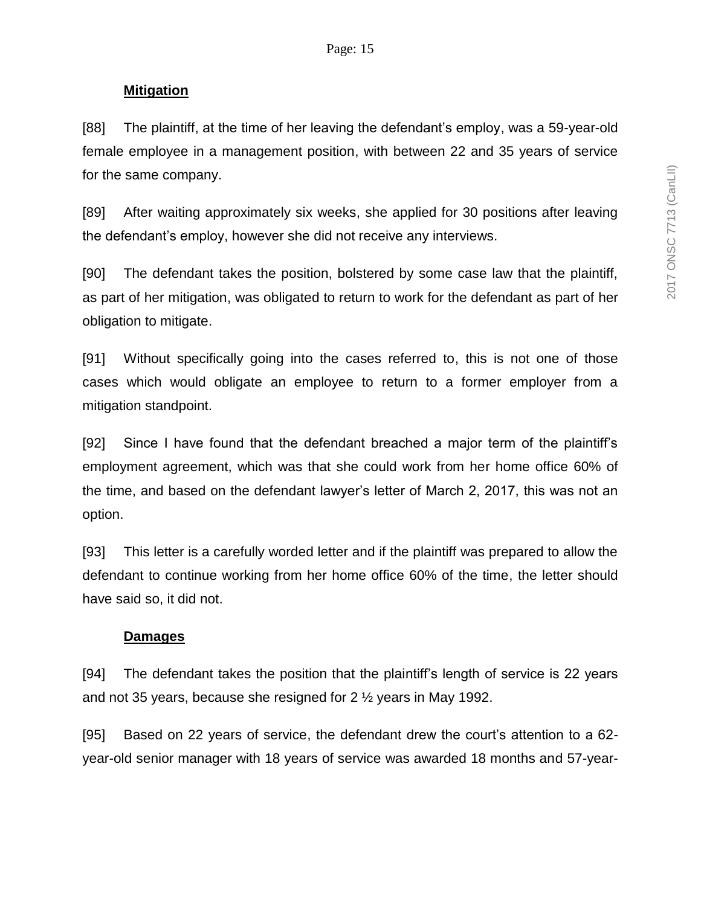**Mitigation**

[88] The plaintiff, at the time of her leaving the defendant's employ, was a 59-year-old female employee in a management position, with between 22 and 35 years of service for the same company.

[89] After waiting approximately six weeks, she applied for 30 positions after leaving the defendant's employ, however she did not receive any interviews.

[90] The defendant takes the position, bolstered by some case law that the plaintiff, as part of her mitigation, was obligated to return to work for the defendant as part of her obligation to mitigate.

[91] Without specifically going into the cases referred to, this is not one of those cases which would obligate an employee to return to a former employer from a mitigation standpoint.

[92] Since I have found that the defendant breached a major term of the plaintiff's employment agreement, which was that she could work from her home office 60% of the time, and based on the defendant lawyer's letter of March 2, 2017, this was not an option.

[93] This letter is a carefully worded letter and if the plaintiff was prepared to allow the defendant to continue working from her home office 60% of the time, the letter should have said so, it did not.

**Damages**

[94] The defendant takes the position that the plaintiff's length of service is 22 years and not 35 years, because she resigned for 2 ½ years in May 1992.

[95] Based on 22 years of service, the defendant drew the court's attention to a 62-year-old senior manager with 18 years of service was awarded 18 months and 57-year-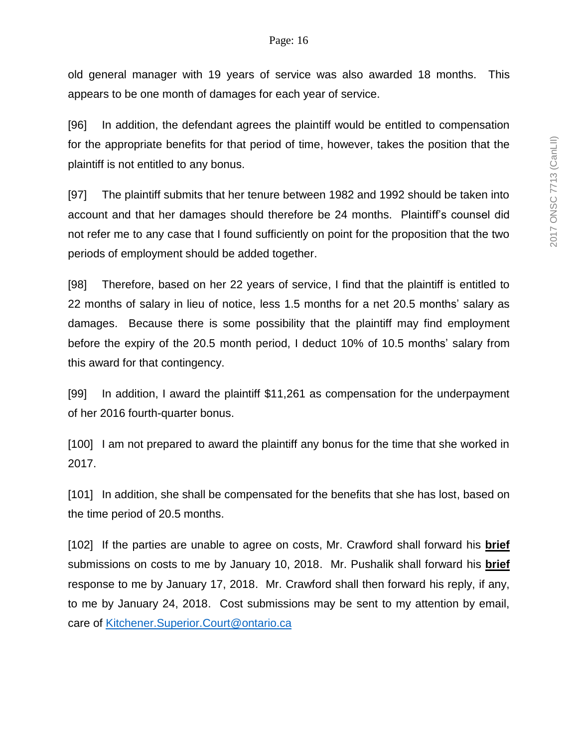old general manager with 19 years of service was also awarded 18 months. This appears to be one month of damages for each year of service.

[96] In addition, the defendant agrees the plaintiff would be entitled to compensation for the appropriate benefits for that period of time, however, takes the position that the plaintiff is not entitled to any bonus.

[97] The plaintiff submits that her tenure between 1982 and 1992 should be taken into account and that her damages should therefore be 24 months. Plaintiff's counsel did not refer me to any case that I found sufficiently on point for the proposition that the two periods of employment should be added together.

[98] Therefore, based on her 22 years of service, I find that the plaintiff is entitled to 22 months of salary in lieu of notice, less 1.5 months for a net 20.5 months' salary as damages. Because there is some possibility that the plaintiff may find employment before the expiry of the 20.5 month period, I deduct 10% of 10.5 months' salary from this award for that contingency.

[99] In addition, I award the plaintiff $11,261 as compensation for the underpayment of her 2016 fourth-quarter bonus.

[100] I am not prepared to award the plaintiff any bonus for the time that she worked in 2017.

[101] In addition, she shall be compensated for the benefits that she has lost, based on the time period of 20.5 months.

[102] If the parties are unable to agree on costs, Mr. Crawford shall forward his **brief** submissions on costs to me by January 10, 2018. Mr. Pushalik shall forward his **brief** response to me by January 17, 2018. Mr. Crawford shall then forward his reply, if any, to me by January 24, 2018. Cost submissions may be sent to my attention by email, care of Kitchener.Superior.Court@ontario.ca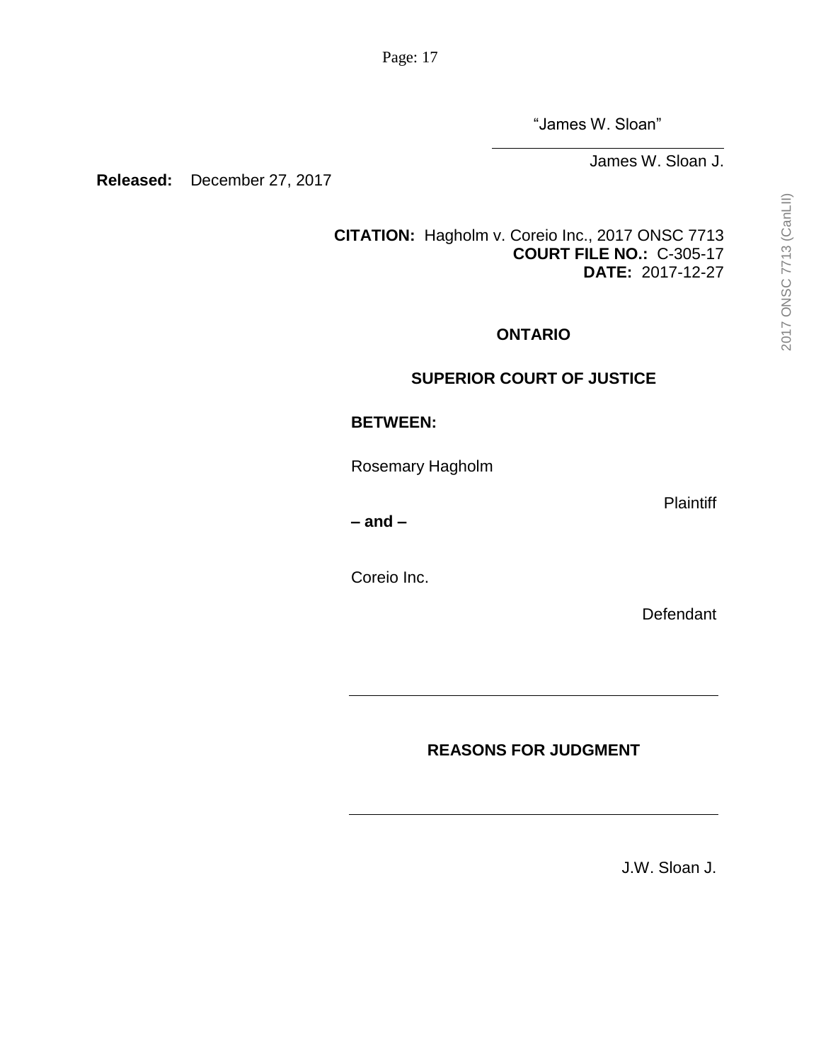"James W. Sloan"

James W. Sloan J.

**Released:** December 27, 2017

**CITATION:** Hagholm v. Coreio Inc., 2017 ONSC 7713
**COURT FILE NO.:** C-305-17
**DATE:** 2017-12-27

**ONTARIO**

**SUPERIOR COURT OF JUSTICE**

**BETWEEN:**

Rosemary Hagholm

Plaintiff

**– and –**

Coreio Inc.

Defendant

---

**REASONS FOR JUDGMENT**

---

J.W. Sloan J.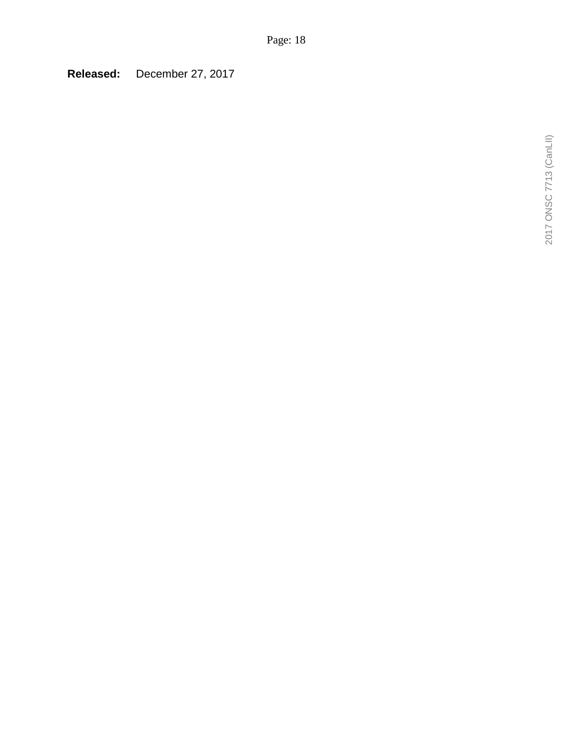**Released:** December 27, 2017